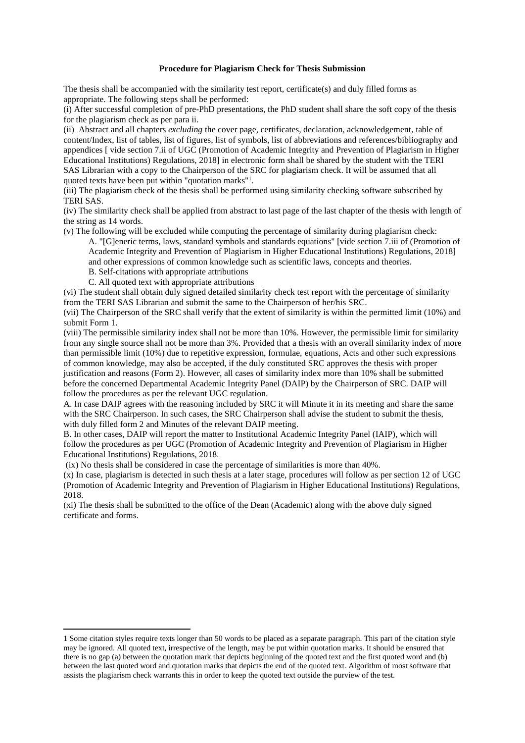**Procedure for Plagiarism Check for Thesis Submission**

The thesis shall be accompanied with the similarity test report, certificate(s) and duly filled forms as appropriate. The following steps shall be performed:

(i) After successful completion of pre-PhD presentations, the PhD student shall share the soft copy of the thesis for the plagiarism check as per para ii.

(ii) Abstract and all chapters *excluding* the cover page, certificates, declaration, acknowledgement, table of content/Index, list of tables, list of figures, list of symbols, list of abbreviations and references/bibliography and appendices [ vide section 7.ii of UGC (Promotion of Academic Integrity and Prevention of Plagiarism in Higher Educational Institutions) Regulations, 2018] in electronic form shall be shared by the student with the TERI SAS Librarian with a copy to the Chairperson of the SRC for plagiarism check. It will be assumed that all quoted texts have been put within "quotation marks"[1].

(iii) The plagiarism check of the thesis shall be performed using similarity checking software subscribed by TERI SAS.

(iv) The similarity check shall be applied from abstract to last page of the last chapter of the thesis with length of the string as 14 words.

(v) The following will be excluded while computing the percentage of similarity during plagiarism check:

A. "[G]eneric terms, laws, standard symbols and standards equations" [vide section 7.iii of (Promotion of Academic Integrity and Prevention of Plagiarism in Higher Educational Institutions) Regulations, 2018] and other expressions of common knowledge such as scientific laws, concepts and theories.

B. Self-citations with appropriate attributions

C. All quoted text with appropriate attributions

(vi) The student shall obtain duly signed detailed similarity check test report with the percentage of similarity from the TERI SAS Librarian and submit the same to the Chairperson of her/his SRC.

(vii) The Chairperson of the SRC shall verify that the extent of similarity is within the permitted limit (10%) and submit Form 1.

(viii) The permissible similarity index shall not be more than 10%. However, the permissible limit for similarity from any single source shall not be more than 3%. Provided that a thesis with an overall similarity index of more than permissible limit (10%) due to repetitive expression, formulae, equations, Acts and other such expressions of common knowledge, may also be accepted, if the duly constituted SRC approves the thesis with proper justification and reasons (Form 2). However, all cases of similarity index more than 10% shall be submitted before the concerned Departmental Academic Integrity Panel (DAIP) by the Chairperson of SRC. DAIP will follow the procedures as per the relevant UGC regulation.

A. In case DAIP agrees with the reasoning included by SRC it will Minute it in its meeting and share the same with the SRC Chairperson. In such cases, the SRC Chairperson shall advise the student to submit the thesis, with duly filled form 2 and Minutes of the relevant DAIP meeting.

B. In other cases, DAIP will report the matter to Institutional Academic Integrity Panel (IAIP), which will follow the procedures as per UGC (Promotion of Academic Integrity and Prevention of Plagiarism in Higher Educational Institutions) Regulations, 2018.

(ix) No thesis shall be considered in case the percentage of similarities is more than 40%.

(x) In case, plagiarism is detected in such thesis at a later stage, procedures will follow as per section 12 of UGC (Promotion of Academic Integrity and Prevention of Plagiarism in Higher Educational Institutions) Regulations, 2018.

(xi) The thesis shall be submitted to the office of the Dean (Academic) along with the above duly signed certificate and forms.

---

1 Some citation styles require texts longer than 50 words to be placed as a separate paragraph. This part of the citation style may be ignored. All quoted text, irrespective of the length, may be put within quotation marks. It should be ensured that there is no gap (a) between the quotation mark that depicts beginning of the quoted text and the first quoted word and (b) between the last quoted word and quotation marks that depicts the end of the quoted text. Algorithm of most software that assists the plagiarism check warrants this in order to keep the quoted text outside the purview of the test.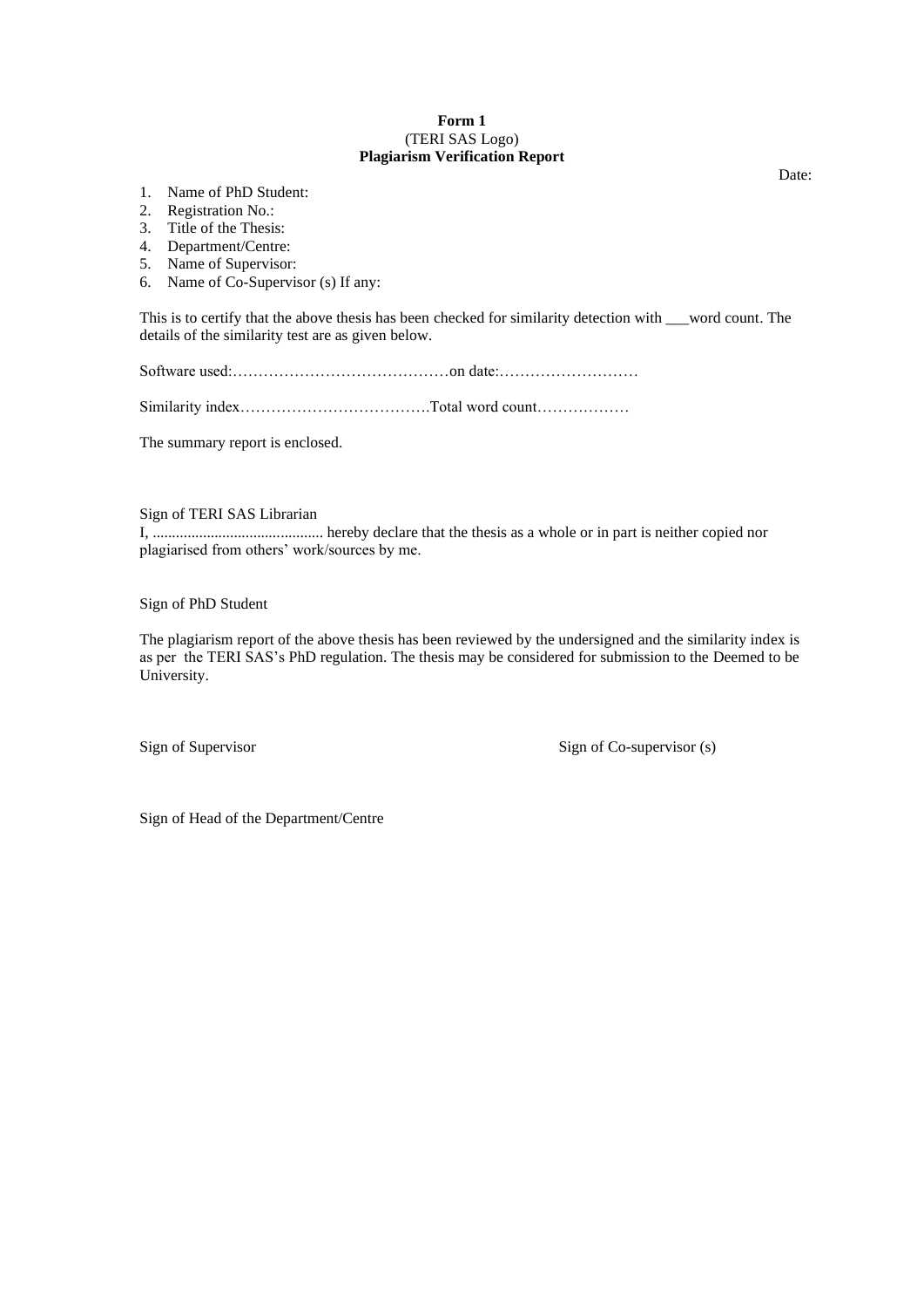**Form 1**
(TERI SAS Logo)
**Plagiarism Verification Report**

Date:

1. Name of PhD Student:
2. Registration No.:
3. Title of the Thesis:
4. Department/Centre:
5. Name of Supervisor:
6. Name of Co-Supervisor (s) If any:

This is to certify that the above thesis has been checked for similarity detection with ___word count. The details of the similarity test are as given below.

Software used:……………………………………on date:………………………

Similarity index……………………………….Total word count………………

The summary report is enclosed.

Sign of TERI SAS Librarian

I, ........................................... hereby declare that the thesis as a whole or in part is neither copied nor plagiarised from others' work/sources by me.

Sign of PhD Student

The plagiarism report of the above thesis has been reviewed by the undersigned and the similarity index is as per the TERI SAS's PhD regulation. The thesis may be considered for submission to the Deemed to be University.

Sign of Supervisor                                                    Sign of Co-supervisor (s)

Sign of Head of the Department/Centre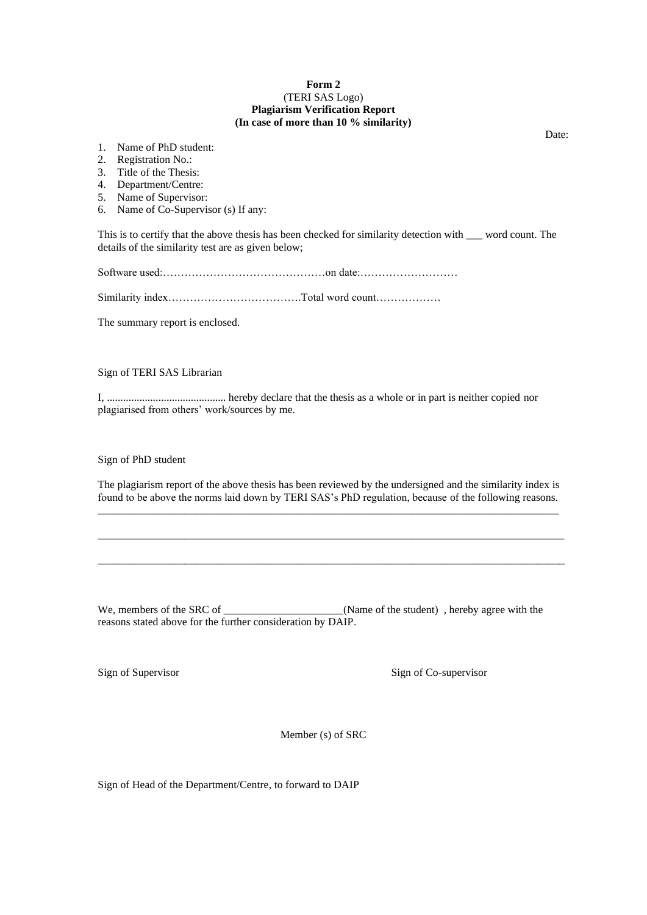**Form 2**
(TERI SAS Logo)
**Plagiarism Verification Report**
**(In case of more than 10 % similarity)**

Date:

1. Name of PhD student:
2. Registration No.:
3. Title of the Thesis:
4. Department/Centre:
5. Name of Supervisor:
6. Name of Co-Supervisor (s) If any:

This is to certify that the above thesis has been checked for similarity detection with ___ word count. The details of the similarity test are as given below;

Software used:………………………………………on date:………………………

Similarity index………………………………Total word count………………

The summary report is enclosed.

Sign of TERI SAS Librarian

I, ............................................ hereby declare that the thesis as a whole or in part is neither copied nor plagiarised from others' work/sources by me.

Sign of PhD student

The plagiarism report of the above thesis has been reviewed by the undersigned and the similarity index is found to be above the norms laid down by TERI SAS's PhD regulation, because of the following reasons.
___________________________________________________________________________________________

___________________________________________________________________________________________

___________________________________________________________________________________________

We, members of the SRC of ______________________(Name of the student) , hereby agree with the reasons stated above for the further consideration by DAIP.

Sign of Supervisor

Sign of Co-supervisor

Member (s) of SRC

Sign of Head of the Department/Centre, to forward to DAIP